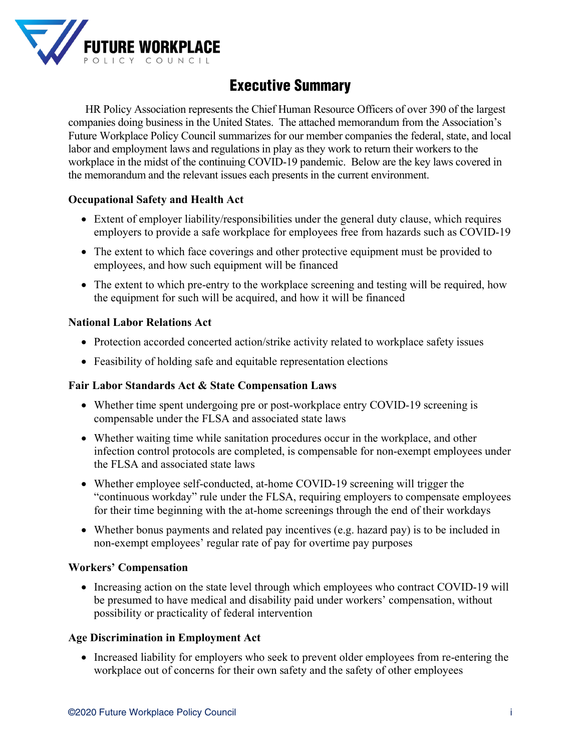FUTURE WORKPLACE
POLICY COUNCIL

# Executive Summary

HR Policy Association represents the Chief Human Resource Officers of over 390 of the largest companies doing business in the United States. The attached memorandum from the Association's Future Workplace Policy Council summarizes for our member companies the federal, state, and local labor and employment laws and regulations in play as they work to return their workers to the workplace in the midst of the continuing COVID-19 pandemic. Below are the key laws covered in the memorandum and the relevant issues each presents in the current environment.

**Occupational Safety and Health Act**

- Extent of employer liability/responsibilities under the general duty clause, which requires employers to provide a safe workplace for employees free from hazards such as COVID-19
- The extent to which face coverings and other protective equipment must be provided to employees, and how such equipment will be financed
- The extent to which pre-entry to the workplace screening and testing will be required, how the equipment for such will be acquired, and how it will be financed

**National Labor Relations Act**

- Protection accorded concerted action/strike activity related to workplace safety issues
- Feasibility of holding safe and equitable representation elections

**Fair Labor Standards Act & State Compensation Laws**

- Whether time spent undergoing pre or post-workplace entry COVID-19 screening is compensable under the FLSA and associated state laws
- Whether waiting time while sanitation procedures occur in the workplace, and other infection control protocols are completed, is compensable for non-exempt employees under the FLSA and associated state laws
- Whether employee self-conducted, at-home COVID-19 screening will trigger the "continuous workday" rule under the FLSA, requiring employers to compensate employees for their time beginning with the at-home screenings through the end of their workdays
- Whether bonus payments and related pay incentives (e.g. hazard pay) is to be included in non-exempt employees' regular rate of pay for overtime pay purposes

**Workers' Compensation**

- Increasing action on the state level through which employees who contract COVID-19 will be presumed to have medical and disability paid under workers' compensation, without possibility or practicality of federal intervention

**Age Discrimination in Employment Act**

- Increased liability for employers who seek to prevent older employees from re-entering the workplace out of concerns for their own safety and the safety of other employees

©2020 Future Workplace Policy Council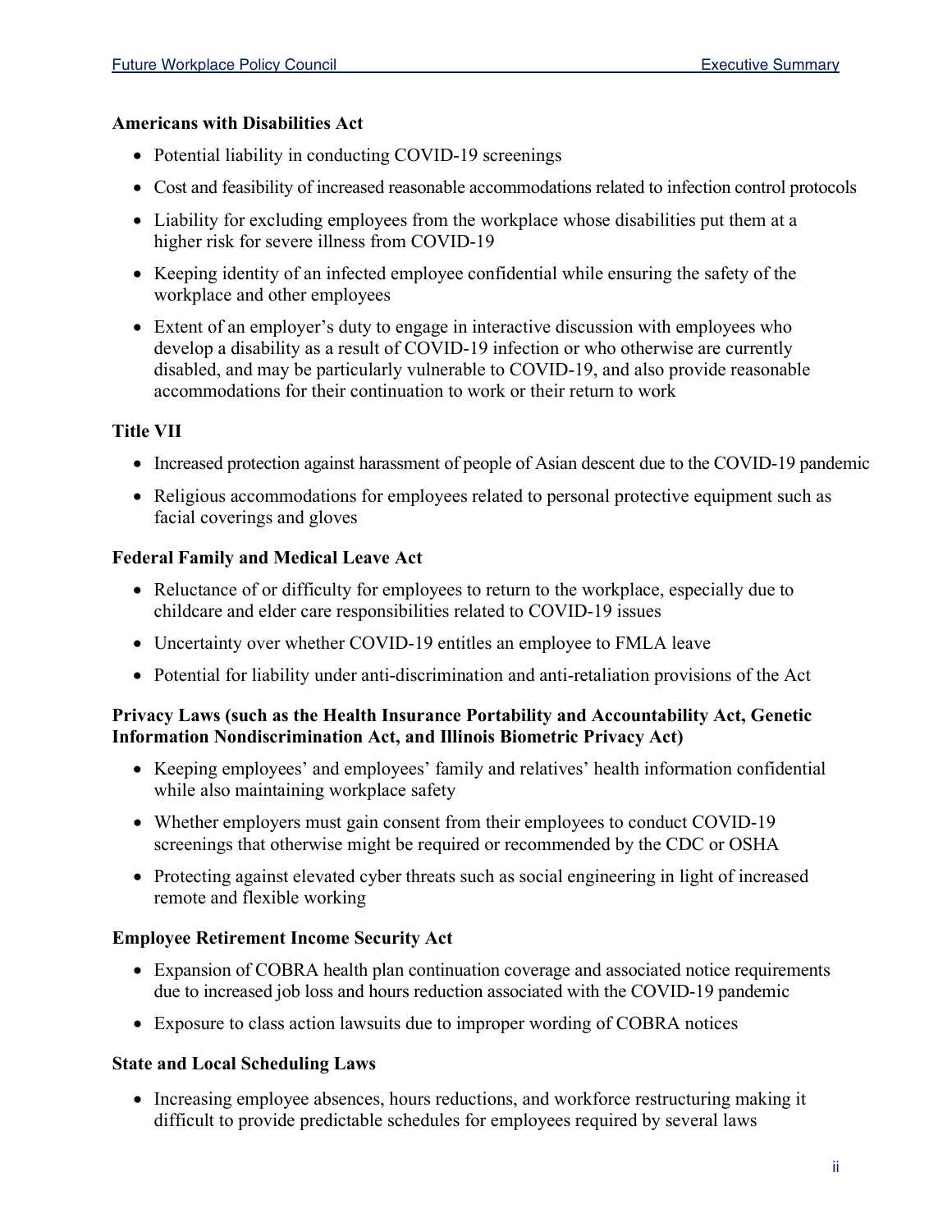**Americans with Disabilities Act**

- Potential liability in conducting COVID-19 screenings
- Cost and feasibility of increased reasonable accommodations related to infection control protocols
- Liability for excluding employees from the workplace whose disabilities put them at a higher risk for severe illness from COVID-19
- Keeping identity of an infected employee confidential while ensuring the safety of the workplace and other employees
- Extent of an employer's duty to engage in interactive discussion with employees who develop a disability as a result of COVID-19 infection or who otherwise are currently disabled, and may be particularly vulnerable to COVID-19, and also provide reasonable accommodations for their continuation to work or their return to work

**Title VII**

- Increased protection against harassment of people of Asian descent due to the COVID-19 pandemic
- Religious accommodations for employees related to personal protective equipment such as facial coverings and gloves

**Federal Family and Medical Leave Act**

- Reluctance of or difficulty for employees to return to the workplace, especially due to childcare and elder care responsibilities related to COVID-19 issues
- Uncertainty over whether COVID-19 entitles an employee to FMLA leave
- Potential for liability under anti-discrimination and anti-retaliation provisions of the Act

**Privacy Laws (such as the Health Insurance Portability and Accountability Act, Genetic Information Nondiscrimination Act, and Illinois Biometric Privacy Act)**

- Keeping employees' and employees' family and relatives' health information confidential while also maintaining workplace safety
- Whether employers must gain consent from their employees to conduct COVID-19 screenings that otherwise might be required or recommended by the CDC or OSHA
- Protecting against elevated cyber threats such as social engineering in light of increased remote and flexible working

**Employee Retirement Income Security Act**

- Expansion of COBRA health plan continuation coverage and associated notice requirements due to increased job loss and hours reduction associated with the COVID-19 pandemic
- Exposure to class action lawsuits due to improper wording of COBRA notices

**State and Local Scheduling Laws**

- Increasing employee absences, hours reductions, and workforce restructuring making it difficult to provide predictable schedules for employees required by several laws